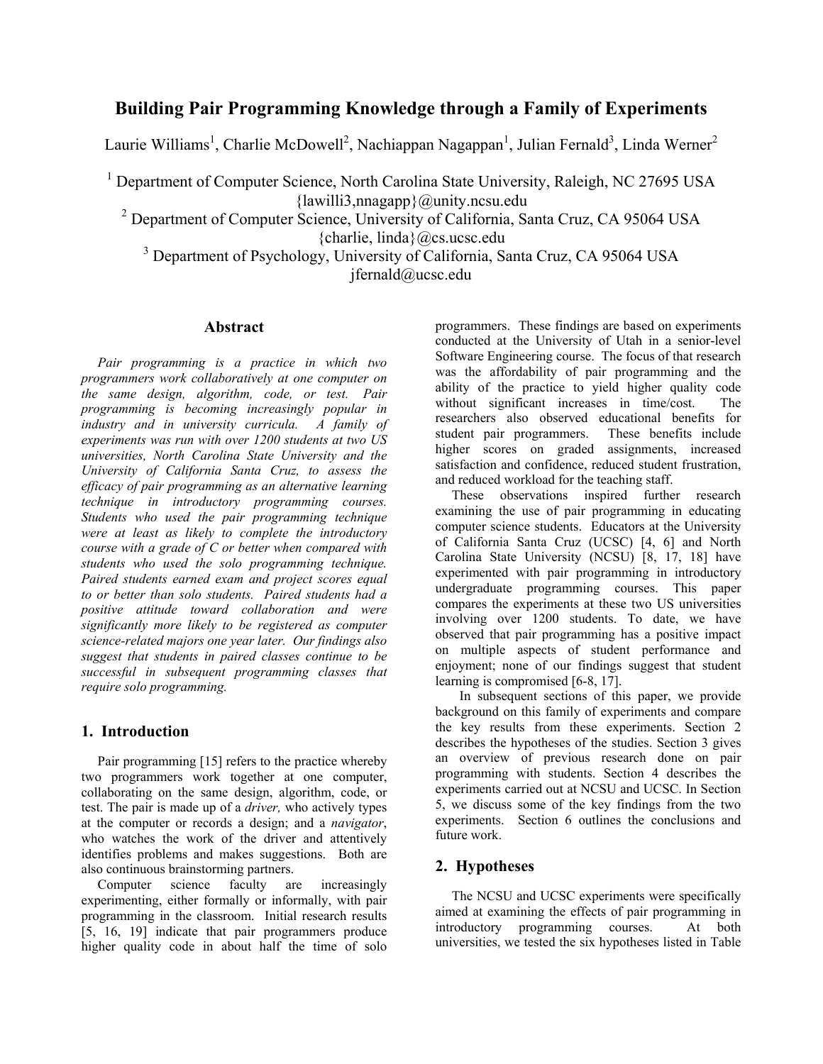# Building Pair Programming Knowledge through a Family of Experiments

Laurie Williams[1], Charlie McDowell[2], Nachiappan Nagappan[1], Julian Fernald[3], Linda Werner[2]

[1] Department of Computer Science, North Carolina State University, Raleigh, NC 27695 USA
{lawilli3,nnagapp}@unity.ncsu.edu

[2] Department of Computer Science, University of California, Santa Cruz, CA 95064 USA
{charlie, linda}@cs.ucsc.edu

[3] Department of Psychology, University of California, Santa Cruz, CA 95064 USA
jfernald@ucsc.edu

## Abstract

*Pair programming is a practice in which two programmers work collaboratively at one computer on the same design, algorithm, code, or test. Pair programming is becoming increasingly popular in industry and in university curricula. A family of experiments was run with over 1200 students at two US universities, North Carolina State University and the University of California Santa Cruz, to assess the efficacy of pair programming as an alternative learning technique in introductory programming courses. Students who used the pair programming technique were at least as likely to complete the introductory course with a grade of C or better when compared with students who used the solo programming technique. Paired students earned exam and project scores equal to or better than solo students. Paired students had a positive attitude toward collaboration and were significantly more likely to be registered as computer science-related majors one year later. Our findings also suggest that students in paired classes continue to be successful in subsequent programming classes that require solo programming.*

## 1. Introduction

Pair programming [15] refers to the practice whereby two programmers work together at one computer, collaborating on the same design, algorithm, code, or test. The pair is made up of a *driver,* who actively types at the computer or records a design; and a *navigator*, who watches the work of the driver and attentively identifies problems and makes suggestions. Both are also continuous brainstorming partners.

Computer science faculty are increasingly experimenting, either formally or informally, with pair programming in the classroom. Initial research results [5, 16, 19] indicate that pair programmers produce higher quality code in about half the time of solo programmers. These findings are based on experiments conducted at the University of Utah in a senior-level Software Engineering course. The focus of that research was the affordability of pair programming and the ability of the practice to yield higher quality code without significant increases in time/cost. The researchers also observed educational benefits for student pair programmers. These benefits include higher scores on graded assignments, increased satisfaction and confidence, reduced student frustration, and reduced workload for the teaching staff.

These observations inspired further research examining the use of pair programming in educating computer science students. Educators at the University of California Santa Cruz (UCSC) [4, 6] and North Carolina State University (NCSU) [8, 17, 18] have experimented with pair programming in introductory undergraduate programming courses. This paper compares the experiments at these two US universities involving over 1200 students. To date, we have observed that pair programming has a positive impact on multiple aspects of student performance and enjoyment; none of our findings suggest that student learning is compromised [6-8, 17].

In subsequent sections of this paper, we provide background on this family of experiments and compare the key results from these experiments. Section 2 describes the hypotheses of the studies. Section 3 gives an overview of previous research done on pair programming with students. Section 4 describes the experiments carried out at NCSU and UCSC. In Section 5, we discuss some of the key findings from the two experiments. Section 6 outlines the conclusions and future work.

## 2. Hypotheses

The NCSU and UCSC experiments were specifically aimed at examining the effects of pair programming in introductory programming courses. At both universities, we tested the six hypotheses listed in Table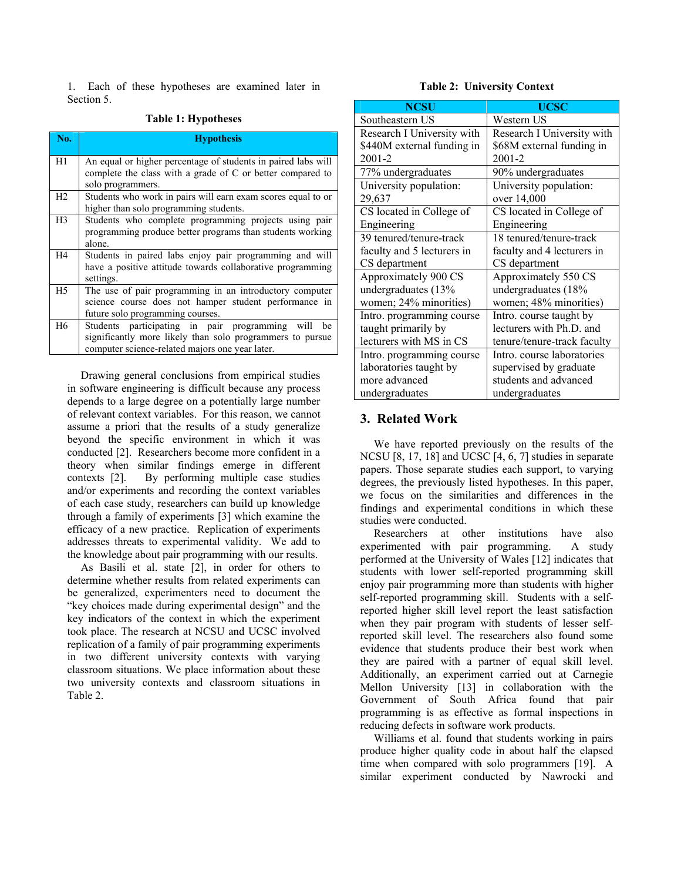1. Each of these hypotheses are examined later in Section 5.

**Table 1: Hypotheses**

| No. | Hypothesis |
|---|---|
| H1 | An equal or higher percentage of students in paired labs will complete the class with a grade of C or better compared to solo programmers. |
| H2 | Students who work in pairs will earn exam scores equal to or higher than solo programming students. |
| H3 | Students who complete programming projects using pair programming produce better programs than students working alone. |
| H4 | Students in paired labs enjoy pair programming and will have a positive attitude towards collaborative programming settings. |
| H5 | The use of pair programming in an introductory computer science course does not hamper student performance in future solo programming courses. |
| H6 | Students participating in pair programming will be significantly more likely than solo programmers to pursue computer science-related majors one year later. |

Drawing general conclusions from empirical studies in software engineering is difficult because any process depends to a large degree on a potentially large number of relevant context variables. For this reason, we cannot assume a priori that the results of a study generalize beyond the specific environment in which it was conducted [2]. Researchers become more confident in a theory when similar findings emerge in different contexts [2]. By performing multiple case studies and/or experiments and recording the context variables of each case study, researchers can build up knowledge through a family of experiments [3] which examine the efficacy of a new practice. Replication of experiments addresses threats to experimental validity. We add to the knowledge about pair programming with our results.

As Basili et al. state [2], in order for others to determine whether results from related experiments can be generalized, experimenters need to document the "key choices made during experimental design" and the key indicators of the context in which the experiment took place. The research at NCSU and UCSC involved replication of a family of pair programming experiments in two different university contexts with varying classroom situations. We place information about these two university contexts and classroom situations in Table 2.

**Table 2: University Context**

| NCSU | UCSC |
|---|---|
| Southeastern US | Western US |
| Research I University with $440M external funding in 2001-2 | Research I University with $68M external funding in 2001-2 |
| 77% undergraduates | 90% undergraduates |
| University population: 29,637 | University population: over 14,000 |
| CS located in College of Engineering | CS located in College of Engineering |
| 39 tenured/tenure-track faculty and 5 lecturers in CS department | 18 tenured/tenure-track faculty and 4 lecturers in CS department |
| Approximately 900 CS undergraduates (13% women; 24% minorities) | Approximately 550 CS undergraduates (18% women; 48% minorities) |
| Intro. programming course taught primarily by lecturers with MS in CS | Intro. course taught by lecturers with Ph.D. and tenure/tenure-track faculty |
| Intro. programming course laboratories taught by more advanced undergraduates | Intro. course laboratories supervised by graduate students and advanced undergraduates |

## 3. Related Work

We have reported previously on the results of the NCSU [8, 17, 18] and UCSC [4, 6, 7] studies in separate papers. Those separate studies each support, to varying degrees, the previously listed hypotheses. In this paper, we focus on the similarities and differences in the findings and experimental conditions in which these studies were conducted.

Researchers at other institutions have also experimented with pair programming. A study performed at the University of Wales [12] indicates that students with lower self-reported programming skill enjoy pair programming more than students with higher self-reported programming skill. Students with a self-reported higher skill level report the least satisfaction when they pair program with students of lesser self-reported skill level. The researchers also found some evidence that students produce their best work when they are paired with a partner of equal skill level. Additionally, an experiment carried out at Carnegie Mellon University [13] in collaboration with the Government of South Africa found that pair programming is as effective as formal inspections in reducing defects in software work products.

Williams et al. found that students working in pairs produce higher quality code in about half the elapsed time when compared with solo programmers [19]. A similar experiment conducted by Nawrocki and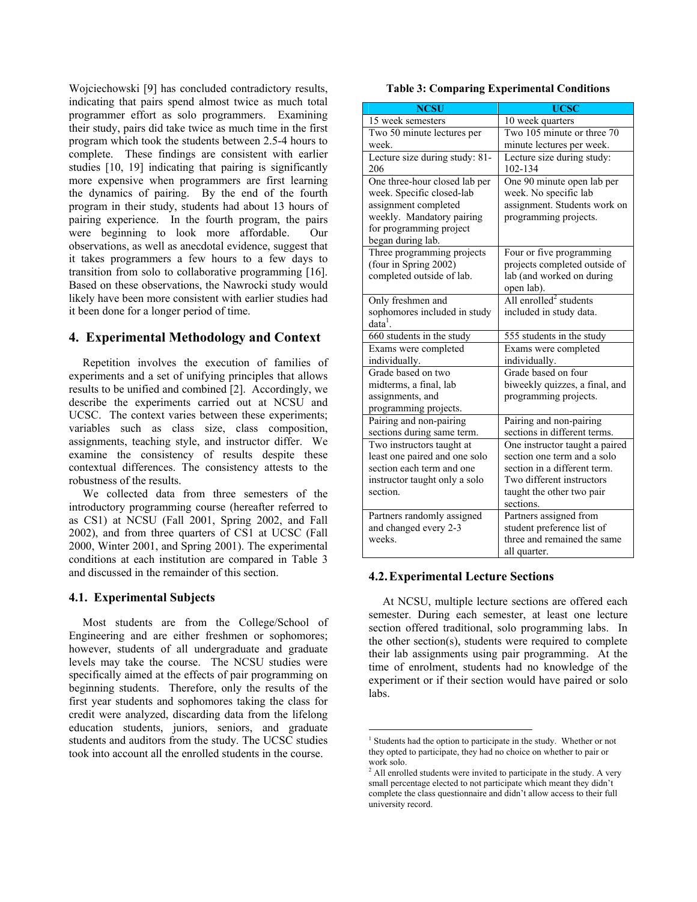Wojciechowski [9] has concluded contradictory results, indicating that pairs spend almost twice as much total programmer effort as solo programmers. Examining their study, pairs did take twice as much time in the first program which took the students between 2.5-4 hours to complete. These findings are consistent with earlier studies [10, 19] indicating that pairing is significantly more expensive when programmers are first learning the dynamics of pairing. By the end of the fourth program in their study, students had about 13 hours of pairing experience. In the fourth program, the pairs were beginning to look more affordable. Our observations, as well as anecdotal evidence, suggest that it takes programmers a few hours to a few days to transition from solo to collaborative programming [16]. Based on these observations, the Nawrocki study would likely have been more consistent with earlier studies had it been done for a longer period of time.

## 4. Experimental Methodology and Context

Repetition involves the execution of families of experiments and a set of unifying principles that allows results to be unified and combined [2]. Accordingly, we describe the experiments carried out at NCSU and UCSC. The context varies between these experiments; variables such as class size, class composition, assignments, teaching style, and instructor differ. We examine the consistency of results despite these contextual differences. The consistency attests to the robustness of the results.

We collected data from three semesters of the introductory programming course (hereafter referred to as CS1) at NCSU (Fall 2001, Spring 2002, and Fall 2002), and from three quarters of CS1 at UCSC (Fall 2000, Winter 2001, and Spring 2001). The experimental conditions at each institution are compared in Table 3 and discussed in the remainder of this section.

### 4.1. Experimental Subjects

Most students are from the College/School of Engineering and are either freshmen or sophomores; however, students of all undergraduate and graduate levels may take the course. The NCSU studies were specifically aimed at the effects of pair programming on beginning students. Therefore, only the results of the first year students and sophomores taking the class for credit were analyzed, discarding data from the lifelong education students, juniors, seniors, and graduate students and auditors from the study. The UCSC studies took into account all the enrolled students in the course.

**Table 3: Comparing Experimental Conditions**

| NCSU | UCSC |
|---|---|
| 15 week semesters | 10 week quarters |
| Two 50 minute lectures per week. | Two 105 minute or three 70 minute lectures per week. |
| Lecture size during study: 81-206 | Lecture size during study: 102-134 |
| One three-hour closed lab per week. Specific closed-lab assignment completed weekly. Mandatory pairing for programming project began during lab. | One 90 minute open lab per week. No specific lab assignment. Students work on programming projects. |
| Three programming projects (four in Spring 2002) completed outside of lab. | Four or five programming projects completed outside of lab (and worked on during open lab). |
| Only freshmen and sophomores included in study data[1]. | All enrolled[2] students included in study data. |
| 660 students in the study | 555 students in the study |
| Exams were completed individually. | Exams were completed individually. |
| Grade based on two midterms, a final, lab assignments, and programming projects. | Grade based on four biweekly quizzes, a final, and programming projects. |
| Pairing and non-pairing sections during same term. | Pairing and non-pairing sections in different terms. |
| Two instructors taught at least one paired and one solo section each term and one instructor taught only a solo section. | One instructor taught a paired section one term and a solo section in a different term. Two different instructors taught the other two pair sections. |
| Partners randomly assigned and changed every 2-3 weeks. | Partners assigned from student preference list of three and remained the same all quarter. |

### 4.2. Experimental Lecture Sections

At NCSU, multiple lecture sections are offered each semester. During each semester, at least one lecture section offered traditional, solo programming labs. In the other section(s), students were required to complete their lab assignments using pair programming. At the time of enrolment, students had no knowledge of the experiment or if their section would have paired or solo labs.

[1] Students had the option to participate in the study. Whether or not they opted to participate, they had no choice on whether to pair or work solo.

[2] All enrolled students were invited to participate in the study. A very small percentage elected to not participate which meant they didn't complete the class questionnaire and didn't allow access to their full university record.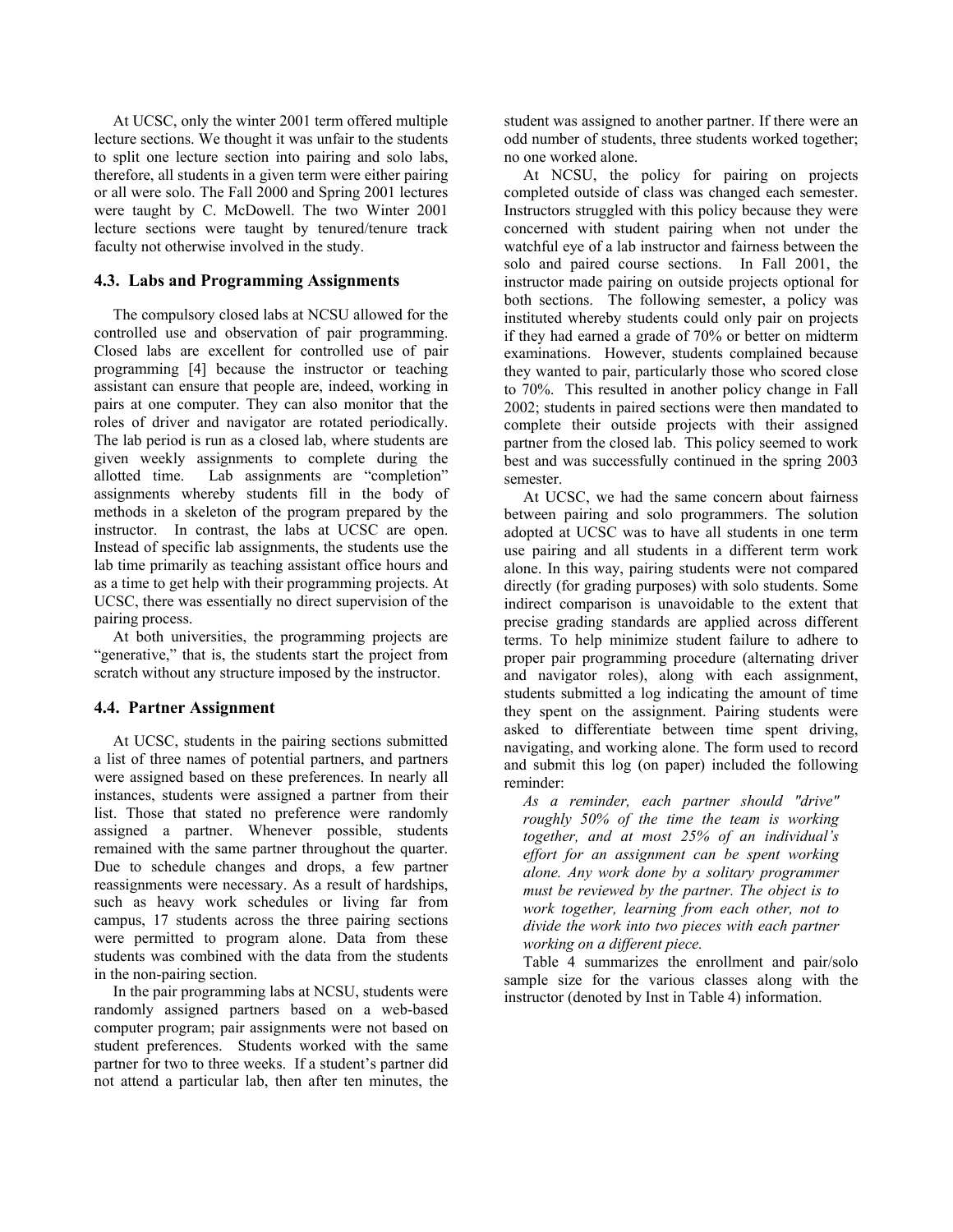At UCSC, only the winter 2001 term offered multiple lecture sections. We thought it was unfair to the students to split one lecture section into pairing and solo labs, therefore, all students in a given term were either pairing or all were solo. The Fall 2000 and Spring 2001 lectures were taught by C. McDowell. The two Winter 2001 lecture sections were taught by tenured/tenure track faculty not otherwise involved in the study.

### 4.3. Labs and Programming Assignments

The compulsory closed labs at NCSU allowed for the controlled use and observation of pair programming. Closed labs are excellent for controlled use of pair programming [4] because the instructor or teaching assistant can ensure that people are, indeed, working in pairs at one computer. They can also monitor that the roles of driver and navigator are rotated periodically. The lab period is run as a closed lab, where students are given weekly assignments to complete during the allotted time. Lab assignments are "completion" assignments whereby students fill in the body of methods in a skeleton of the program prepared by the instructor. In contrast, the labs at UCSC are open. Instead of specific lab assignments, the students use the lab time primarily as teaching assistant office hours and as a time to get help with their programming projects. At UCSC, there was essentially no direct supervision of the pairing process.

At both universities, the programming projects are "generative," that is, the students start the project from scratch without any structure imposed by the instructor.

### 4.4. Partner Assignment

At UCSC, students in the pairing sections submitted a list of three names of potential partners, and partners were assigned based on these preferences. In nearly all instances, students were assigned a partner from their list. Those that stated no preference were randomly assigned a partner. Whenever possible, students remained with the same partner throughout the quarter. Due to schedule changes and drops, a few partner reassignments were necessary. As a result of hardships, such as heavy work schedules or living far from campus, 17 students across the three pairing sections were permitted to program alone. Data from these students was combined with the data from the students in the non-pairing section.

In the pair programming labs at NCSU, students were randomly assigned partners based on a web-based computer program; pair assignments were not based on student preferences. Students worked with the same partner for two to three weeks. If a student's partner did not attend a particular lab, then after ten minutes, the student was assigned to another partner. If there were an odd number of students, three students worked together; no one worked alone.

At NCSU, the policy for pairing on projects completed outside of class was changed each semester. Instructors struggled with this policy because they were concerned with student pairing when not under the watchful eye of a lab instructor and fairness between the solo and paired course sections. In Fall 2001, the instructor made pairing on outside projects optional for both sections. The following semester, a policy was instituted whereby students could only pair on projects if they had earned a grade of 70% or better on midterm examinations. However, students complained because they wanted to pair, particularly those who scored close to 70%. This resulted in another policy change in Fall 2002; students in paired sections were then mandated to complete their outside projects with their assigned partner from the closed lab. This policy seemed to work best and was successfully continued in the spring 2003 semester.

At UCSC, we had the same concern about fairness between pairing and solo programmers. The solution adopted at UCSC was to have all students in one term use pairing and all students in a different term work alone. In this way, pairing students were not compared directly (for grading purposes) with solo students. Some indirect comparison is unavoidable to the extent that precise grading standards are applied across different terms. To help minimize student failure to adhere to proper pair programming procedure (alternating driver and navigator roles), along with each assignment, students submitted a log indicating the amount of time they spent on the assignment. Pairing students were asked to differentiate between time spent driving, navigating, and working alone. The form used to record and submit this log (on paper) included the following reminder:

*As a reminder, each partner should "drive" roughly 50% of the time the team is working together, and at most 25% of an individual's effort for an assignment can be spent working alone. Any work done by a solitary programmer must be reviewed by the partner. The object is to work together, learning from each other, not to divide the work into two pieces with each partner working on a different piece.*

Table 4 summarizes the enrollment and pair/solo sample size for the various classes along with the instructor (denoted by Inst in Table 4) information.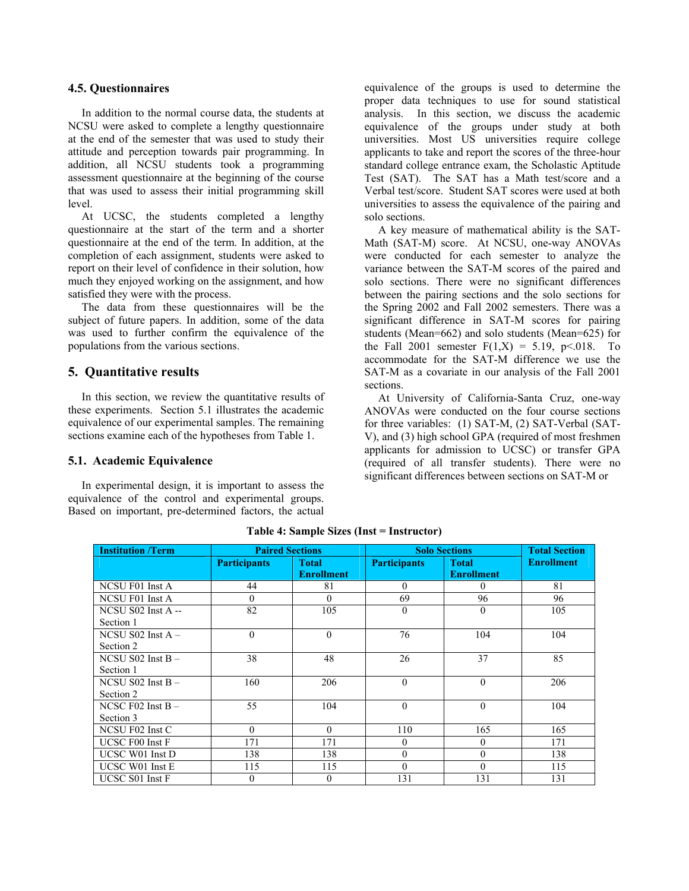### 4.5. Questionnaires

In addition to the normal course data, the students at NCSU were asked to complete a lengthy questionnaire at the end of the semester that was used to study their attitude and perception towards pair programming. In addition, all NCSU students took a programming assessment questionnaire at the beginning of the course that was used to assess their initial programming skill level.

At UCSC, the students completed a lengthy questionnaire at the start of the term and a shorter questionnaire at the end of the term. In addition, at the completion of each assignment, students were asked to report on their level of confidence in their solution, how much they enjoyed working on the assignment, and how satisfied they were with the process.

The data from these questionnaires will be the subject of future papers. In addition, some of the data was used to further confirm the equivalence of the populations from the various sections.

## 5. Quantitative results

In this section, we review the quantitative results of these experiments. Section 5.1 illustrates the academic equivalence of our experimental samples. The remaining sections examine each of the hypotheses from Table 1.

### 5.1. Academic Equivalence

In experimental design, it is important to assess the equivalence of the control and experimental groups. Based on important, pre-determined factors, the actual equivalence of the groups is used to determine the proper data techniques to use for sound statistical analysis. In this section, we discuss the academic equivalence of the groups under study at both universities. Most US universities require college applicants to take and report the scores of the three-hour standard college entrance exam, the Scholastic Aptitude Test (SAT). The SAT has a Math test/score and a Verbal test/score. Student SAT scores were used at both universities to assess the equivalence of the pairing and solo sections.

A key measure of mathematical ability is the SAT-Math (SAT-M) score. At NCSU, one-way ANOVAs were conducted for each semester to analyze the variance between the SAT-M scores of the paired and solo sections. There were no significant differences between the pairing sections and the solo sections for the Spring 2002 and Fall 2002 semesters. There was a significant difference in SAT-M scores for pairing students (Mean=662) and solo students (Mean=625) for the Fall 2001 semester $F(1,X) = 5.19$, $p<.018$. To accommodate for the SAT-M difference we use the SAT-M as a covariate in our analysis of the Fall 2001 sections.

At University of California-Santa Cruz, one-way ANOVAs were conducted on the four course sections for three variables: (1) SAT-M, (2) SAT-Verbal (SAT-V), and (3) high school GPA (required of most freshmen applicants for admission to UCSC) or transfer GPA (required of all transfer students). There were no significant differences between sections on SAT-M or

**Table 4: Sample Sizes (Inst = Instructor)**

| Institution /Term | Paired Sections | | Solo Sections | | Total Section Enrollment |
|---|---|---|---|---|---|
| | Participants | Total Enrollment | Participants | Total Enrollment | |
| NCSU F01 Inst A | 44 | 81 | 0 | 0 | 81 |
| NCSU F01 Inst A | 0 | 0 | 69 | 96 | 96 |
| NCSU S02 Inst A -- Section 1 | 82 | 105 | 0 | 0 | 105 |
| NCSU S02 Inst A – Section 2 | 0 | 0 | 76 | 104 | 104 |
| NCSU S02 Inst B – Section 1 | 38 | 48 | 26 | 37 | 85 |
| NCSU S02 Inst B – Section 2 | 160 | 206 | 0 | 0 | 206 |
| NCSC F02 Inst B – Section 3 | 55 | 104 | 0 | 0 | 104 |
| NCSU F02 Inst C | 0 | 0 | 110 | 165 | 165 |
| UCSC F00 Inst F | 171 | 171 | 0 | 0 | 171 |
| UCSC W01 Inst D | 138 | 138 | 0 | 0 | 138 |
| UCSC W01 Inst E | 115 | 115 | 0 | 0 | 115 |
| UCSC S01 Inst F | 0 | 0 | 131 | 131 | 131 |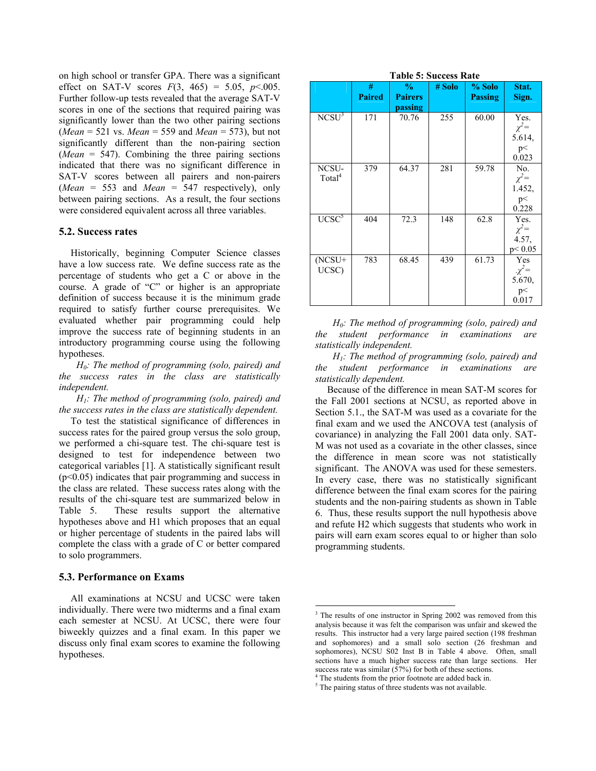on high school or transfer GPA. There was a significant effect on SAT-V scores $F(3, 465) = 5.05$, $p<.005$. Further follow-up tests revealed that the average SAT-V scores in one of the sections that required pairing was significantly lower than the two other pairing sections (*Mean* = 521 vs. *Mean* = 559 and *Mean* = 573), but not significantly different than the non-pairing section (*Mean* = 547). Combining the three pairing sections indicated that there was no significant difference in SAT-V scores between all pairers and non-pairers (*Mean* = 553 and *Mean* = 547 respectively), only between pairing sections. As a result, the four sections were considered equivalent across all three variables.

### 5.2. Success rates

Historically, beginning Computer Science classes have a low success rate. We define success rate as the percentage of students who get a C or above in the course. A grade of "C" or higher is an appropriate definition of success because it is the minimum grade required to satisfy further course prerequisites. We evaluated whether pair programming could help improve the success rate of beginning students in an introductory programming course using the following hypotheses.

*$H_0$: The method of programming (solo, paired) and the success rates in the class are statistically independent.*

*$H_1$: The method of programming (solo, paired) and the success rates in the class are statistically dependent.*

To test the statistical significance of differences in success rates for the paired group versus the solo group, we performed a chi-square test. The chi-square test is designed to test for independence between two categorical variables [1]. A statistically significant result ($p<0.05$) indicates that pair programming and success in the class are related. These success rates along with the results of the chi-square test are summarized below in Table 5. These results support the alternative hypotheses above and H1 which proposes that an equal or higher percentage of students in the paired labs will complete the class with a grade of C or better compared to solo programmers.

### 5.3. Performance on Exams

All examinations at NCSU and UCSC were taken individually. There were two midterms and a final exam each semester at NCSU. At UCSC, there were four biweekly quizzes and a final exam. In this paper we discuss only final exam scores to examine the following hypotheses.

**Table 5: Success Rate**

| | # Paired | % Pairers passing | # Solo | % Solo Passing | Stat. Sign. |
|---|---|---|---|---|---|
| NCSU[3] | 171 | 70.76 | 255 | 60.00 | Yes. $\chi^2 = 5.614$, $p< 0.023$ |
| NCSU-Total[4] | 379 | 64.37 | 281 | 59.78 | No. $\chi^2 = 1.452$, $p< 0.228$ |
| UCSC[5] | 404 | 72.3 | 148 | 62.8 | Yes. $\chi^2 = 4.57$, $p< 0.05$ |
| (NCSU+ UCSC) | 783 | 68.45 | 439 | 61.73 | Yes $\chi^2 = 5.670$, $p< 0.017$ |

*$H_0$: The method of programming (solo, paired) and the student performance in examinations are statistically independent.*

*$H_1$: The method of programming (solo, paired) and the student performance in examinations are statistically dependent.*

Because of the difference in mean SAT-M scores for the Fall 2001 sections at NCSU, as reported above in Section 5.1., the SAT-M was used as a covariate for the final exam and we used the ANCOVA test (analysis of covariance) in analyzing the Fall 2001 data only. SAT-M was not used as a covariate in the other classes, since the difference in mean score was not statistically significant. The ANOVA was used for these semesters. In every case, there was no statistically significant difference between the final exam scores for the pairing students and the non-pairing students as shown in Table 6. Thus, these results support the null hypothesis above and refute H2 which suggests that students who work in pairs will earn exam scores equal to or higher than solo programming students.

---

[3] The results of one instructor in Spring 2002 was removed from this analysis because it was felt the comparison was unfair and skewed the results. This instructor had a very large paired section (198 freshman and sophomores) and a small solo section (26 freshman and sophomores), NCSU S02 Inst B in Table 4 above. Often, small sections have a much higher success rate than large sections. Her success rate was similar (57%) for both of these sections.

[4] The students from the prior footnote are added back in.

[5] The pairing status of three students was not available.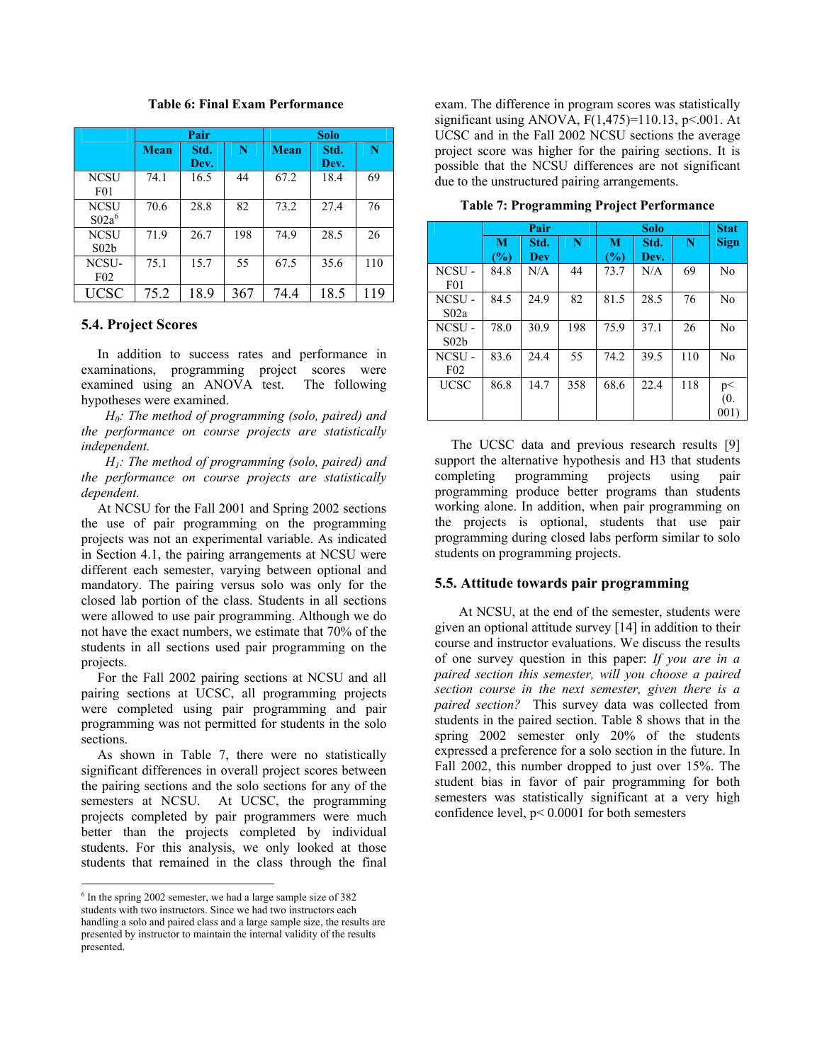**Table 6: Final Exam Performance**

| | Pair | | | Solo | | |
|---|---|---|---|---|---|---|
| | Mean | Std. Dev. | N | Mean | Std. Dev. | N |
| NCSU F01 | 74.1 | 16.5 | 44 | 67.2 | 18.4 | 69 |
| NCSU S02a[6] | 70.6 | 28.8 | 82 | 73.2 | 27.4 | 76 |
| NCSU S02b | 71.9 | 26.7 | 198 | 74.9 | 28.5 | 26 |
| NCSU-F02 | 75.1 | 15.7 | 55 | 67.5 | 35.6 | 110 |
| UCSC | 75.2 | 18.9 | 367 | 74.4 | 18.5 | 119 |

### 5.4. Project Scores

In addition to success rates and performance in examinations, programming project scores were examined using an ANOVA test. The following hypotheses were examined.

*$H_0$: The method of programming (solo, paired) and the performance on course projects are statistically independent.*

*$H_1$: The method of programming (solo, paired) and the performance on course projects are statistically dependent.*

At NCSU for the Fall 2001 and Spring 2002 sections the use of pair programming on the programming projects was not an experimental variable. As indicated in Section 4.1, the pairing arrangements at NCSU were different each semester, varying between optional and mandatory. The pairing versus solo was only for the closed lab portion of the class. Students in all sections were allowed to use pair programming. Although we do not have the exact numbers, we estimate that 70% of the students in all sections used pair programming on the projects.

For the Fall 2002 pairing sections at NCSU and all pairing sections at UCSC, all programming projects were completed using pair programming and pair programming was not permitted for students in the solo sections.

As shown in Table 7, there were no statistically significant differences in overall project scores between the pairing sections and the solo sections for any of the semesters at NCSU. At UCSC, the programming projects completed by pair programmers were much better than the projects completed by individual students. For this analysis, we only looked at those students that remained in the class through the final exam. The difference in program scores was statistically significant using ANOVA, $F(1,475)=110.13$, $p<.001$. At UCSC and in the Fall 2002 NCSU sections the average project score was higher for the pairing sections. It is possible that the NCSU differences are not significant due to the unstructured pairing arrangements.

[6] In the spring 2002 semester, we had a large sample size of 382 students with two instructors. Since we had two instructors each handling a solo and paired class and a large sample size, the results are presented by instructor to maintain the internal validity of the results presented.

**Table 7: Programming Project Performance**

| | Pair | | | Solo | | | Stat Sign |
|---|---|---|---|---|---|---|---|
| | M (%) | Std. Dev | N | M (%) | Std. Dev. | N | |
| NCSU - F01 | 84.8 | N/A | 44 | 73.7 | N/A | 69 | No |
| NCSU - S02a | 84.5 | 24.9 | 82 | 81.5 | 28.5 | 76 | No |
| NCSU - S02b | 78.0 | 30.9 | 198 | 75.9 | 37.1 | 26 | No |
| NCSU - F02 | 83.6 | 24.4 | 55 | 74.2 | 39.5 | 110 | No |
| UCSC | 86.8 | 14.7 | 358 | 68.6 | 22.4 | 118 | $p<(0.001)$ |

The UCSC data and previous research results [9] support the alternative hypothesis and H3 that students completing programming projects using pair programming produce better programs than students working alone. In addition, when pair programming on the projects is optional, students that use pair programming during closed labs perform similar to solo students on programming projects.

### 5.5. Attitude towards pair programming

At NCSU, at the end of the semester, students were given an optional attitude survey [14] in addition to their course and instructor evaluations. We discuss the results of one survey question in this paper: *If you are in a paired section this semester, will you choose a paired section course in the next semester, given there is a paired section?* This survey data was collected from students in the paired section. Table 8 shows that in the spring 2002 semester only 20% of the students expressed a preference for a solo section in the future. In Fall 2002, this number dropped to just over 15%. The student bias in favor of pair programming for both semesters was statistically significant at a very high confidence level, $p< 0.0001$ for both semesters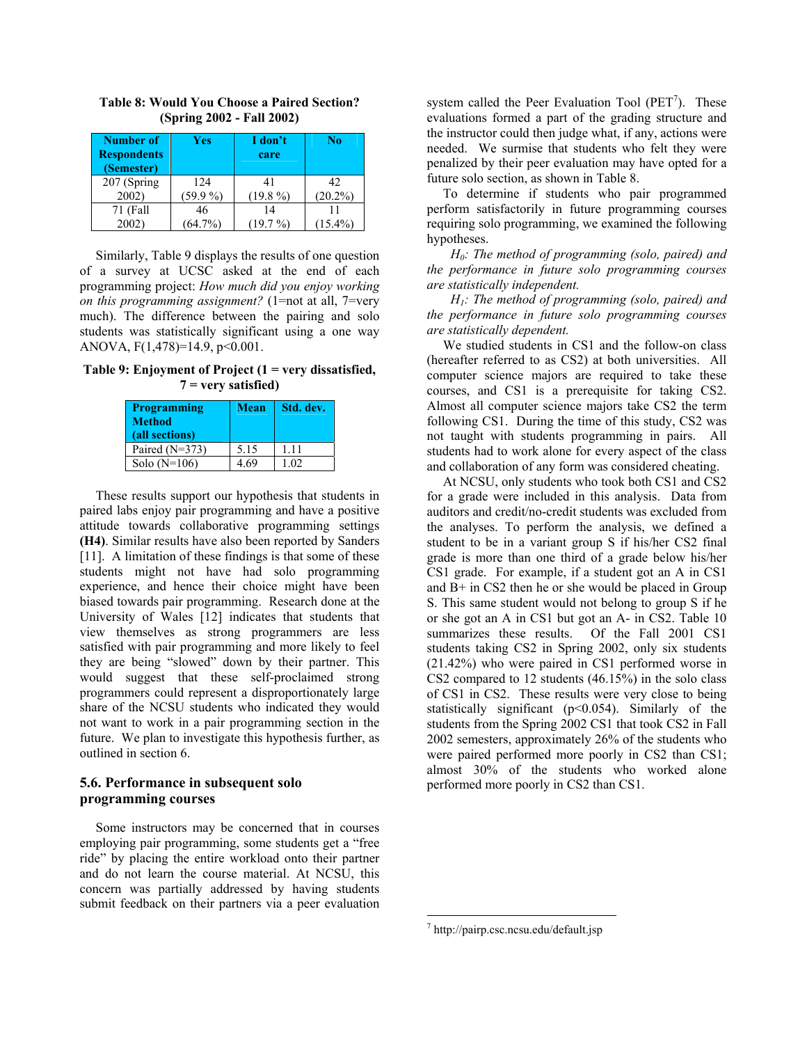**Table 8: Would You Choose a Paired Section? (Spring 2002 - Fall 2002)**

| Number of Respondents (Semester) | Yes | I don't care | No |
|---|---|---|---|
| 207 (Spring 2002) | 124 (59.9 %) | 41 (19.8 %) | 42 (20.2%) |
| 71 (Fall 2002) | 46 (64.7%) | 14 (19.7 %) | 11 (15.4%) |

Similarly, Table 9 displays the results of one question of a survey at UCSC asked at the end of each programming project: *How much did you enjoy working on this programming assignment?* (1=not at all, 7=very much). The difference between the pairing and solo students was statistically significant using a one way ANOVA, $F(1,478)=14.9$, $p<0.001$.

**Table 9: Enjoyment of Project (1 = very dissatisfied, 7 = very satisfied)**

| Programming Method (all sections) | Mean | Std. dev. |
|---|---|---|
| Paired (N=373) | 5.15 | 1.11 |
| Solo (N=106) | 4.69 | 1.02 |

These results support our hypothesis that students in paired labs enjoy pair programming and have a positive attitude towards collaborative programming settings **(H4)**. Similar results have also been reported by Sanders [11]. A limitation of these findings is that some of these students might not have had solo programming experience, and hence their choice might have been biased towards pair programming. Research done at the University of Wales [12] indicates that students that view themselves as strong programmers are less satisfied with pair programming and more likely to feel they are being "slowed" down by their partner. This would suggest that these self-proclaimed strong programmers could represent a disproportionately large share of the NCSU students who indicated they would not want to work in a pair programming section in the future. We plan to investigate this hypothesis further, as outlined in section 6.

### 5.6. Performance in subsequent solo programming courses

Some instructors may be concerned that in courses employing pair programming, some students get a "free ride" by placing the entire workload onto their partner and do not learn the course material. At NCSU, this concern was partially addressed by having students submit feedback on their partners via a peer evaluation system called the Peer Evaluation Tool (PET[7]). These evaluations formed a part of the grading structure and the instructor could then judge what, if any, actions were needed. We surmise that students who felt they were penalized by their peer evaluation may have opted for a future solo section, as shown in Table 8.

To determine if students who pair programmed perform satisfactorily in future programming courses requiring solo programming, we examined the following hypotheses.

*$H_0$: The method of programming (solo, paired) and the performance in future solo programming courses are statistically independent.*

*$H_1$: The method of programming (solo, paired) and the performance in future solo programming courses are statistically dependent.*

We studied students in CS1 and the follow-on class (hereafter referred to as CS2) at both universities. All computer science majors are required to take these courses, and CS1 is a prerequisite for taking CS2. Almost all computer science majors take CS2 the term following CS1. During the time of this study, CS2 was not taught with students programming in pairs. All students had to work alone for every aspect of the class and collaboration of any form was considered cheating.

At NCSU, only students who took both CS1 and CS2 for a grade were included in this analysis. Data from auditors and credit/no-credit students was excluded from the analyses. To perform the analysis, we defined a student to be in a variant group S if his/her CS2 final grade is more than one third of a grade below his/her CS1 grade. For example, if a student got an A in CS1 and B+ in CS2 then he or she would be placed in Group S. This same student would not belong to group S if he or she got an A in CS1 but got an A- in CS2. Table 10 summarizes these results. Of the Fall 2001 CS1 students taking CS2 in Spring 2002, only six students (21.42%) who were paired in CS1 performed worse in CS2 compared to 12 students (46.15%) in the solo class of CS1 in CS2. These results were very close to being statistically significant ($p<0.054$). Similarly of the students from the Spring 2002 CS1 that took CS2 in Fall 2002 semesters, approximately 26% of the students who were paired performed more poorly in CS2 than CS1; almost 30% of the students who worked alone performed more poorly in CS2 than CS1.

[7] http://pairp.csc.ncsu.edu/default.jsp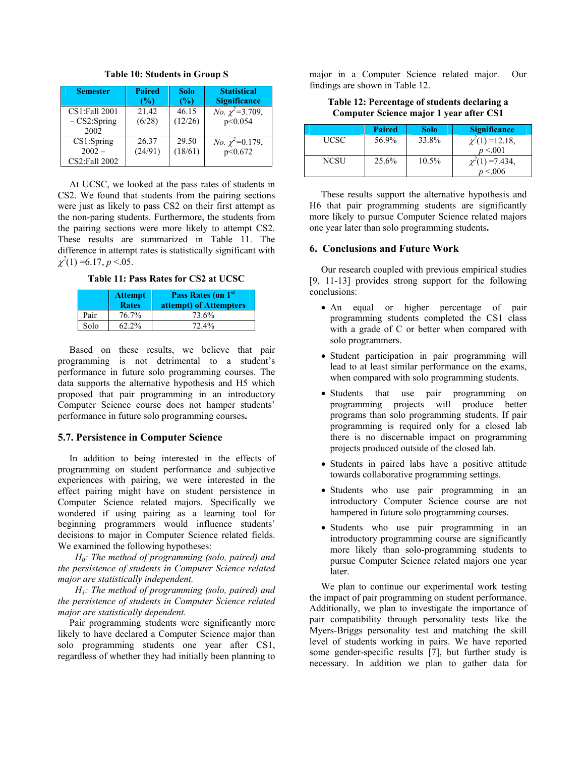**Table 10: Students in Group S**

| Semester | Paired (%) | Solo (%) | Statistical Significance |
| --- | --- | --- | --- |
| CS1:Fall 2001 – CS2:Spring 2002 | 21.42 (6/28) | 46.15 (12/26) | *No.* $\chi^2$=3.709, p<0.054 |
| CS1:Spring 2002 – CS2:Fall 2002 | 26.37 (24/91) | 29.50 (18/61) | *No.* $\chi^2$=0.179, p<0.672 |

At UCSC, we looked at the pass rates of students in CS2. We found that students from the pairing sections were just as likely to pass CS2 on their first attempt as the non-paring students. Furthermore, the students from the pairing sections were more likely to attempt CS2. These results are summarized in Table 11. The difference in attempt rates is statistically significant with $\chi^2(1)$ =6.17, $p$ <.05.

**Table 11: Pass Rates for CS2 at UCSC**

| | Attempt Rates | Pass Rates (on 1st attempt) of Attempters |
| --- | --- | --- |
| Pair | 76.7% | 73.6% |
| Solo | 62.2% | 72.4% |

Based on these results, we believe that pair programming is not detrimental to a student's performance in future solo programming courses. The data supports the alternative hypothesis and H5 which proposed that pair programming in an introductory Computer Science course does not hamper students' performance in future solo programming courses**.**

### 5.7. Persistence in Computer Science

In addition to being interested in the effects of programming on student performance and subjective experiences with pairing, we were interested in the effect pairing might have on student persistence in Computer Science related majors. Specifically we wondered if using pairing as a learning tool for beginning programmers would influence students' decisions to major in Computer Science related fields. We examined the following hypotheses:

*$H_0$: The method of programming (solo, paired) and the persistence of students in Computer Science related major are statistically independent.*

*$H_1$: The method of programming (solo, paired) and the persistence of students in Computer Science related major are statistically dependent.*

Pair programming students were significantly more likely to have declared a Computer Science major than solo programming students one year after CS1, regardless of whether they had initially been planning to major in a Computer Science related major. Our findings are shown in Table 12.

**Table 12: Percentage of students declaring a Computer Science major 1 year after CS1**

| | Paired | Solo | Significance |
| --- | --- | --- | --- |
| UCSC | 56.9% | 33.8% | $\chi^2(1)$ =12.18, $p$ <.001 |
| NCSU | 25.6% | 10.5% | $\chi^2(1)$ =7.434, $p$ <.006 |

These results support the alternative hypothesis and H6 that pair programming students are significantly more likely to pursue Computer Science related majors one year later than solo programming students**.**

## 6. Conclusions and Future Work

Our research coupled with previous empirical studies [9, 11-13] provides strong support for the following conclusions:

- An equal or higher percentage of pair programming students completed the CS1 class with a grade of C or better when compared with solo programmers.
- Student participation in pair programming will lead to at least similar performance on the exams, when compared with solo programming students.
- Students that use pair programming on programming projects will produce better programs than solo programming students. If pair programming is required only for a closed lab there is no discernable impact on programming projects produced outside of the closed lab.
- Students in paired labs have a positive attitude towards collaborative programming settings.
- Students who use pair programming in an introductory Computer Science course are not hampered in future solo programming courses.
- Students who use pair programming in an introductory programming course are significantly more likely than solo-programming students to pursue Computer Science related majors one year later.

We plan to continue our experimental work testing the impact of pair programming on student performance. Additionally, we plan to investigate the importance of pair compatibility through personality tests like the Myers-Briggs personality test and matching the skill level of students working in pairs. We have reported some gender-specific results [7], but further study is necessary. In addition we plan to gather data for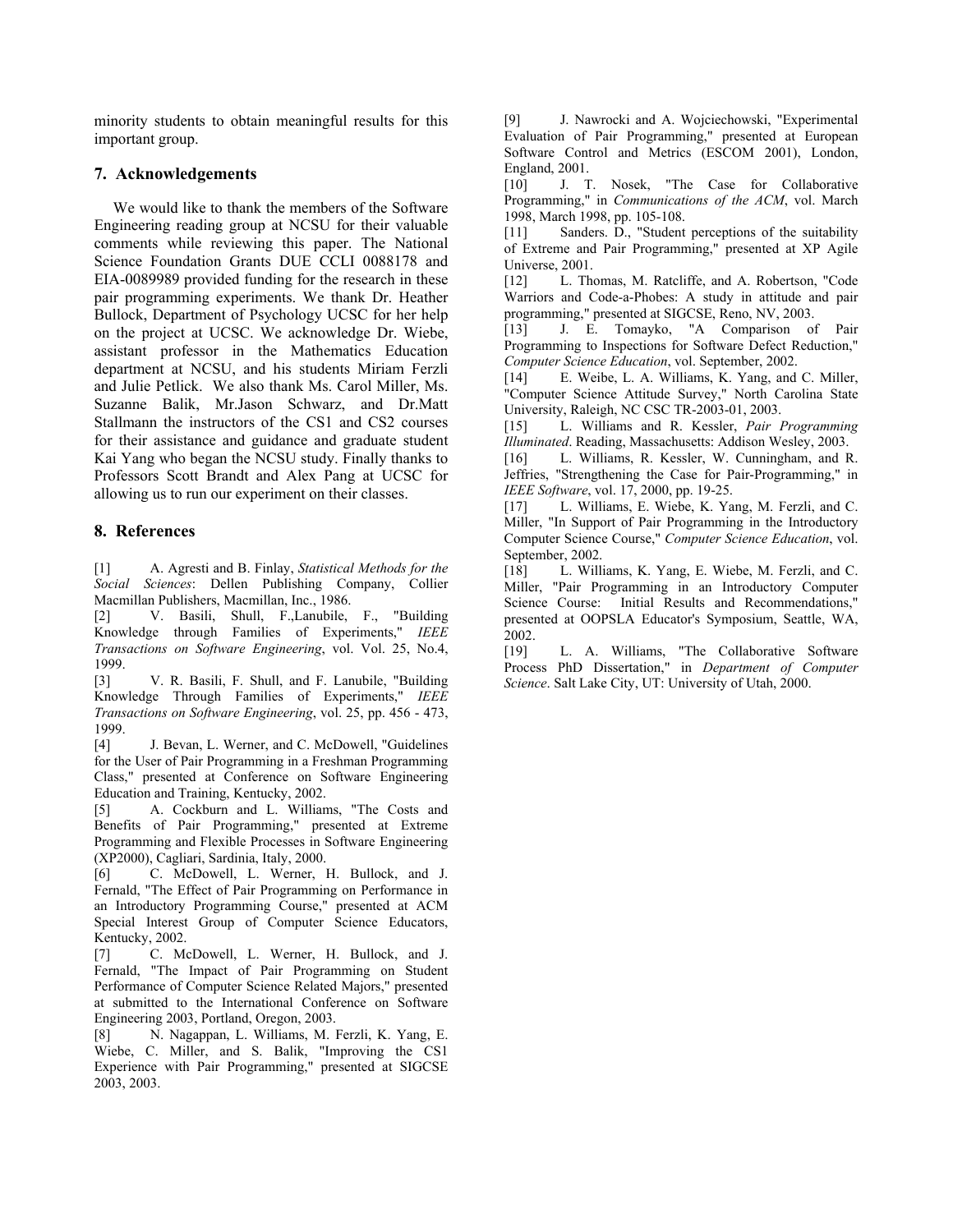minority students to obtain meaningful results for this important group.

## 7. Acknowledgements

We would like to thank the members of the Software Engineering reading group at NCSU for their valuable comments while reviewing this paper. The National Science Foundation Grants DUE CCLI 0088178 and EIA-0089989 provided funding for the research in these pair programming experiments. We thank Dr. Heather Bullock, Department of Psychology UCSC for her help on the project at UCSC. We acknowledge Dr. Wiebe, assistant professor in the Mathematics Education department at NCSU, and his students Miriam Ferzli and Julie Petlick. We also thank Ms. Carol Miller, Ms. Suzanne Balik, Mr.Jason Schwarz, and Dr.Matt Stallmann the instructors of the CS1 and CS2 courses for their assistance and guidance and graduate student Kai Yang who began the NCSU study. Finally thanks to Professors Scott Brandt and Alex Pang at UCSC for allowing us to run our experiment on their classes.

## 8. References

[1] A. Agresti and B. Finlay, *Statistical Methods for the Social Sciences*: Dellen Publishing Company, Collier Macmillan Publishers, Macmillan, Inc., 1986.

[2] V. Basili, Shull, F.,Lanubile, F., "Building Knowledge through Families of Experiments," *IEEE Transactions on Software Engineering*, vol. Vol. 25, No.4, 1999.

[3] V. R. Basili, F. Shull, and F. Lanubile, "Building Knowledge Through Families of Experiments," *IEEE Transactions on Software Engineering*, vol. 25, pp. 456 - 473, 1999.

[4] J. Bevan, L. Werner, and C. McDowell, "Guidelines for the User of Pair Programming in a Freshman Programming Class," presented at Conference on Software Engineering Education and Training, Kentucky, 2002.

[5] A. Cockburn and L. Williams, "The Costs and Benefits of Pair Programming," presented at Extreme Programming and Flexible Processes in Software Engineering (XP2000), Cagliari, Sardinia, Italy, 2000.

[6] C. McDowell, L. Werner, H. Bullock, and J. Fernald, "The Effect of Pair Programming on Performance in an Introductory Programming Course," presented at ACM Special Interest Group of Computer Science Educators, Kentucky, 2002.

[7] C. McDowell, L. Werner, H. Bullock, and J. Fernald, "The Impact of Pair Programming on Student Performance of Computer Science Related Majors," presented at submitted to the International Conference on Software Engineering 2003, Portland, Oregon, 2003.

[8] N. Nagappan, L. Williams, M. Ferzli, K. Yang, E. Wiebe, C. Miller, and S. Balik, "Improving the CS1 Experience with Pair Programming," presented at SIGCSE 2003, 2003.

[9] J. Nawrocki and A. Wojciechowski, "Experimental Evaluation of Pair Programming," presented at European Software Control and Metrics (ESCOM 2001), London, England, 2001.

[10] J. T. Nosek, "The Case for Collaborative Programming," in *Communications of the ACM*, vol. March 1998, March 1998, pp. 105-108.

[11] Sanders. D., "Student perceptions of the suitability of Extreme and Pair Programming," presented at XP Agile Universe, 2001.

[12] L. Thomas, M. Ratcliffe, and A. Robertson, "Code Warriors and Code-a-Phobes: A study in attitude and pair programming," presented at SIGCSE, Reno, NV, 2003.

[13] J. E. Tomayko, "A Comparison of Pair Programming to Inspections for Software Defect Reduction," *Computer Science Education*, vol. September, 2002.

[14] E. Weibe, L. A. Williams, K. Yang, and C. Miller, "Computer Science Attitude Survey," North Carolina State University, Raleigh, NC CSC TR-2003-01, 2003.

[15] L. Williams and R. Kessler, *Pair Programming Illuminated*. Reading, Massachusetts: Addison Wesley, 2003.

[16] L. Williams, R. Kessler, W. Cunningham, and R. Jeffries, "Strengthening the Case for Pair-Programming," in *IEEE Software*, vol. 17, 2000, pp. 19-25.

[17] L. Williams, E. Wiebe, K. Yang, M. Ferzli, and C. Miller, "In Support of Pair Programming in the Introductory Computer Science Course," *Computer Science Education*, vol. September, 2002.

[18] L. Williams, K. Yang, E. Wiebe, M. Ferzli, and C. Miller, "Pair Programming in an Introductory Computer Science Course: Initial Results and Recommendations," presented at OOPSLA Educator's Symposium, Seattle, WA, 2002.

[19] L. A. Williams, "The Collaborative Software Process PhD Dissertation," in *Department of Computer Science*. Salt Lake City, UT: University of Utah, 2000.